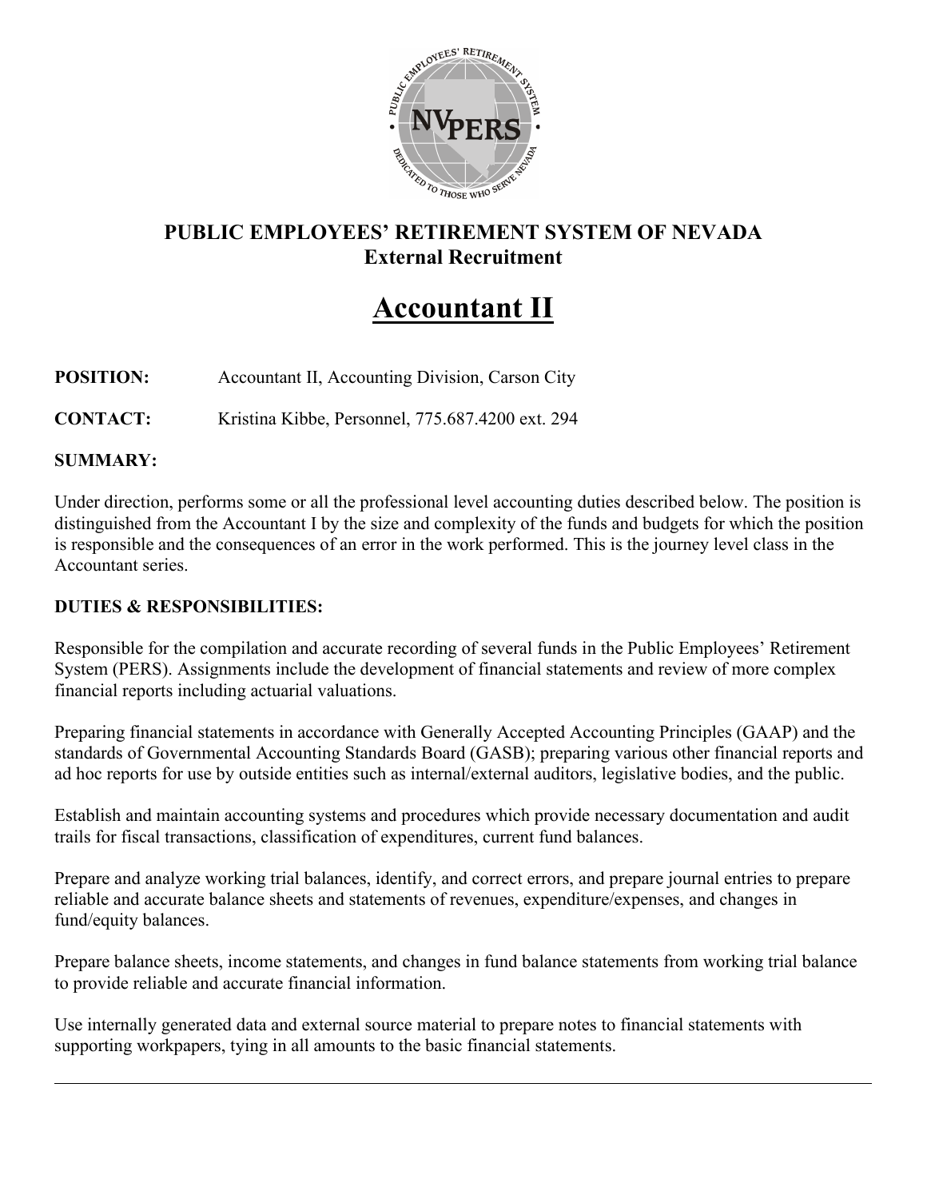**PUBLIC EMPLOYEES' RETIREMENT SYSTEM OF NEVADA**
**External Recruitment**

# Accountant II

**POSITION:** Accountant II, Accounting Division, Carson City

**CONTACT:** Kristina Kibbe, Personnel, 775.687.4200 ext. 294

**SUMMARY:**

Under direction, performs some or all the professional level accounting duties described below. The position is distinguished from the Accountant I by the size and complexity of the funds and budgets for which the position is responsible and the consequences of an error in the work performed. This is the journey level class in the Accountant series.

**DUTIES & RESPONSIBILITIES:**

Responsible for the compilation and accurate recording of several funds in the Public Employees' Retirement System (PERS). Assignments include the development of financial statements and review of more complex financial reports including actuarial valuations.

Preparing financial statements in accordance with Generally Accepted Accounting Principles (GAAP) and the standards of Governmental Accounting Standards Board (GASB); preparing various other financial reports and ad hoc reports for use by outside entities such as internal/external auditors, legislative bodies, and the public.

Establish and maintain accounting systems and procedures which provide necessary documentation and audit trails for fiscal transactions, classification of expenditures, current fund balances.

Prepare and analyze working trial balances, identify, and correct errors, and prepare journal entries to prepare reliable and accurate balance sheets and statements of revenues, expenditure/expenses, and changes in fund/equity balances.

Prepare balance sheets, income statements, and changes in fund balance statements from working trial balance to provide reliable and accurate financial information.

Use internally generated data and external source material to prepare notes to financial statements with supporting workpapers, tying in all amounts to the basic financial statements.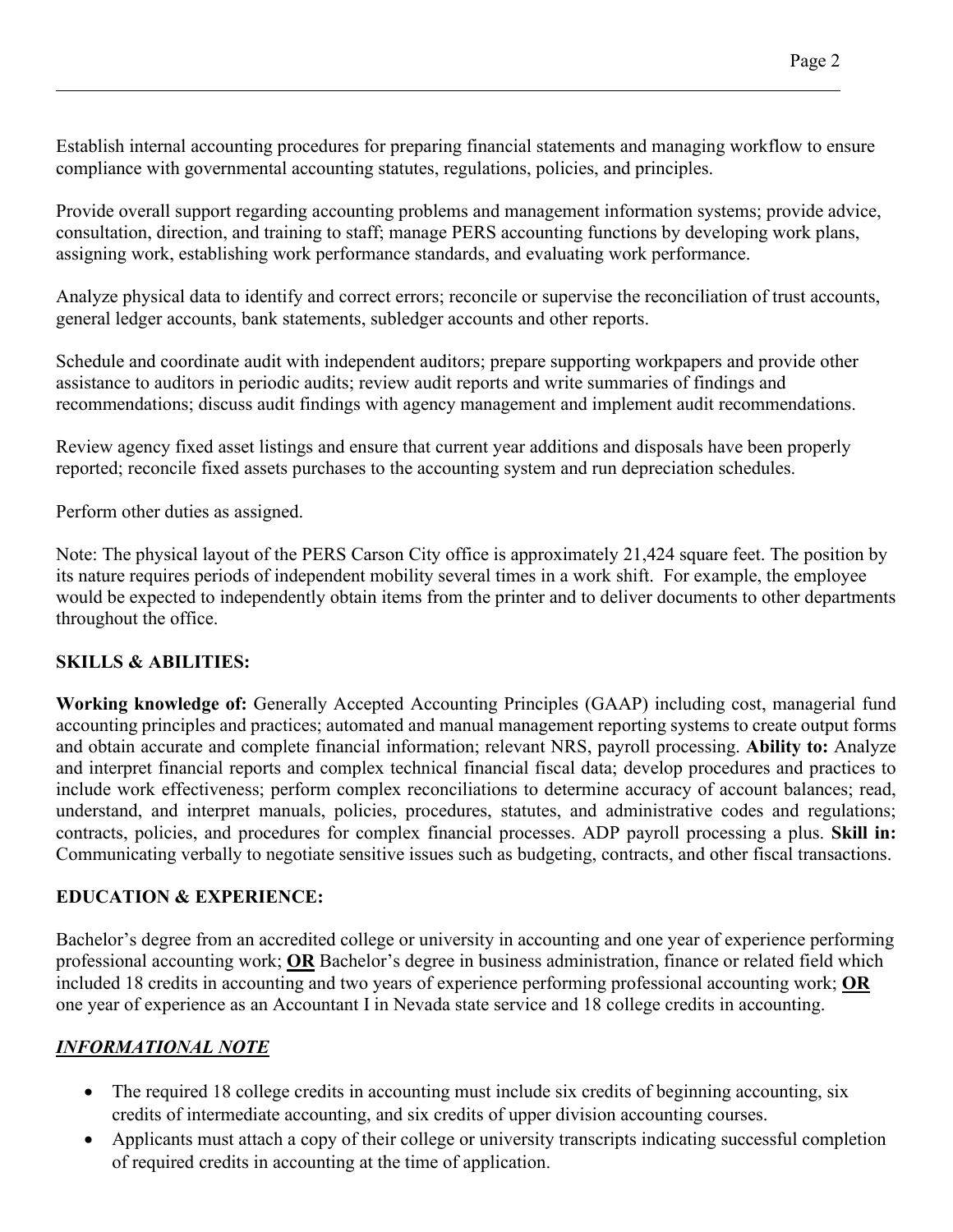Establish internal accounting procedures for preparing financial statements and managing workflow to ensure compliance with governmental accounting statutes, regulations, policies, and principles.

Provide overall support regarding accounting problems and management information systems; provide advice, consultation, direction, and training to staff; manage PERS accounting functions by developing work plans, assigning work, establishing work performance standards, and evaluating work performance.

Analyze physical data to identify and correct errors; reconcile or supervise the reconciliation of trust accounts, general ledger accounts, bank statements, subledger accounts and other reports.

Schedule and coordinate audit with independent auditors; prepare supporting workpapers and provide other assistance to auditors in periodic audits; review audit reports and write summaries of findings and recommendations; discuss audit findings with agency management and implement audit recommendations.

Review agency fixed asset listings and ensure that current year additions and disposals have been properly reported; reconcile fixed assets purchases to the accounting system and run depreciation schedules.

Perform other duties as assigned.

Note: The physical layout of the PERS Carson City office is approximately 21,424 square feet. The position by its nature requires periods of independent mobility several times in a work shift. For example, the employee would be expected to independently obtain items from the printer and to deliver documents to other departments throughout the office.

## SKILLS & ABILITIES:

**Working knowledge of:** Generally Accepted Accounting Principles (GAAP) including cost, managerial fund accounting principles and practices; automated and manual management reporting systems to create output forms and obtain accurate and complete financial information; relevant NRS, payroll processing. **Ability to:** Analyze and interpret financial reports and complex technical financial fiscal data; develop procedures and practices to include work effectiveness; perform complex reconciliations to determine accuracy of account balances; read, understand, and interpret manuals, policies, procedures, statutes, and administrative codes and regulations; contracts, policies, and procedures for complex financial processes. ADP payroll processing a plus. **Skill in:** Communicating verbally to negotiate sensitive issues such as budgeting, contracts, and other fiscal transactions.

## EDUCATION & EXPERIENCE:

Bachelor's degree from an accredited college or university in accounting and one year of experience performing professional accounting work; **OR** Bachelor's degree in business administration, finance or related field which included 18 credits in accounting and two years of experience performing professional accounting work; **OR** one year of experience as an Accountant I in Nevada state service and 18 college credits in accounting.

### ***INFORMATIONAL NOTE***

- The required 18 college credits in accounting must include six credits of beginning accounting, six credits of intermediate accounting, and six credits of upper division accounting courses.
- Applicants must attach a copy of their college or university transcripts indicating successful completion of required credits in accounting at the time of application.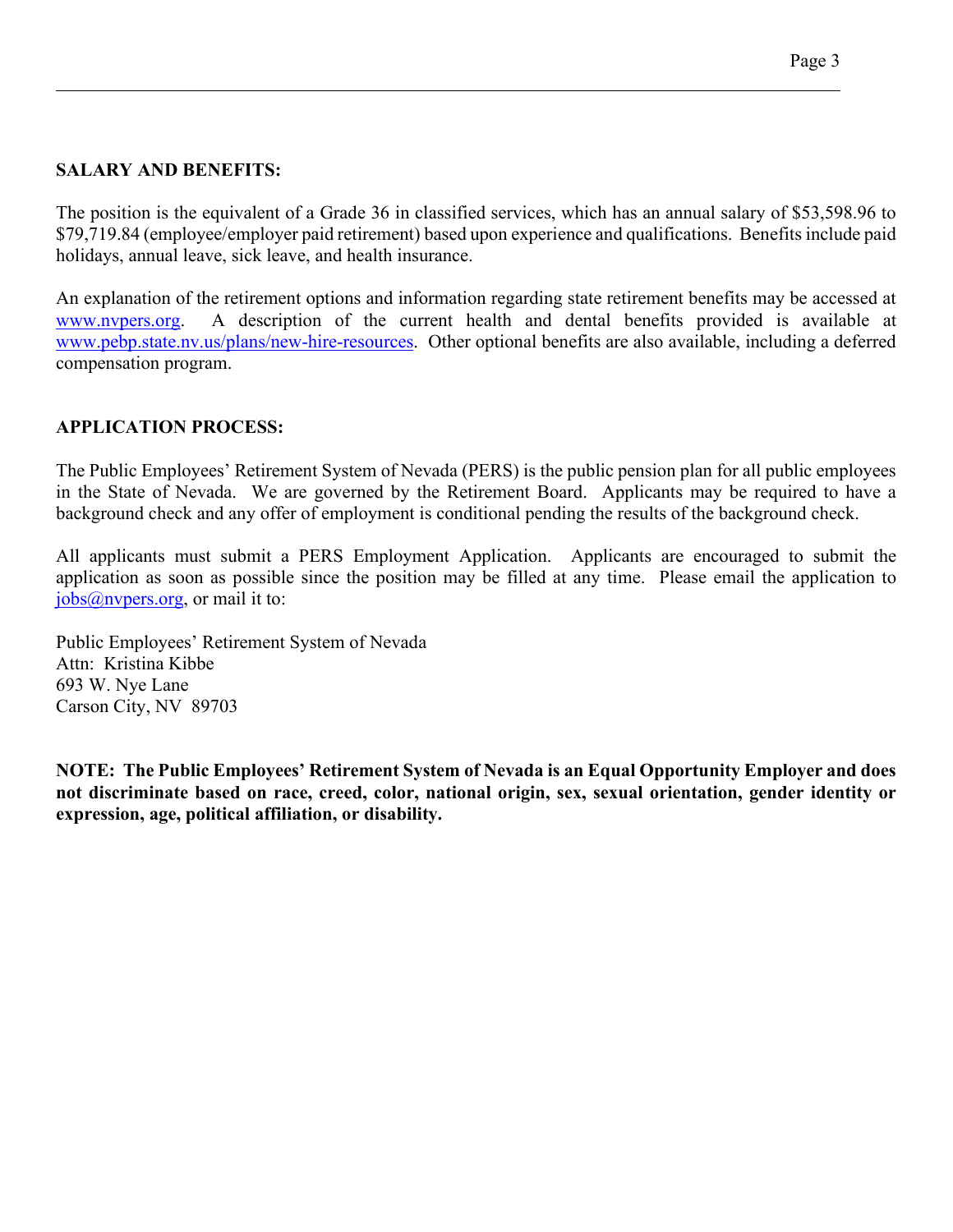**SALARY AND BENEFITS:**

The position is the equivalent of a Grade 36 in classified services, which has an annual salary of $53,598.96 to $79,719.84 (employee/employer paid retirement) based upon experience and qualifications. Benefits include paid holidays, annual leave, sick leave, and health insurance.

An explanation of the retirement options and information regarding state retirement benefits may be accessed at www.nvpers.org. A description of the current health and dental benefits provided is available at www.pebp.state.nv.us/plans/new-hire-resources. Other optional benefits are also available, including a deferred compensation program.

**APPLICATION PROCESS:**

The Public Employees' Retirement System of Nevada (PERS) is the public pension plan for all public employees in the State of Nevada. We are governed by the Retirement Board. Applicants may be required to have a background check and any offer of employment is conditional pending the results of the background check.

All applicants must submit a PERS Employment Application. Applicants are encouraged to submit the application as soon as possible since the position may be filled at any time. Please email the application to jobs@nvpers.org, or mail it to:

Public Employees' Retirement System of Nevada
Attn: Kristina Kibbe
693 W. Nye Lane
Carson City, NV 89703

**NOTE: The Public Employees' Retirement System of Nevada is an Equal Opportunity Employer and does not discriminate based on race, creed, color, national origin, sex, sexual orientation, gender identity or expression, age, political affiliation, or disability.**